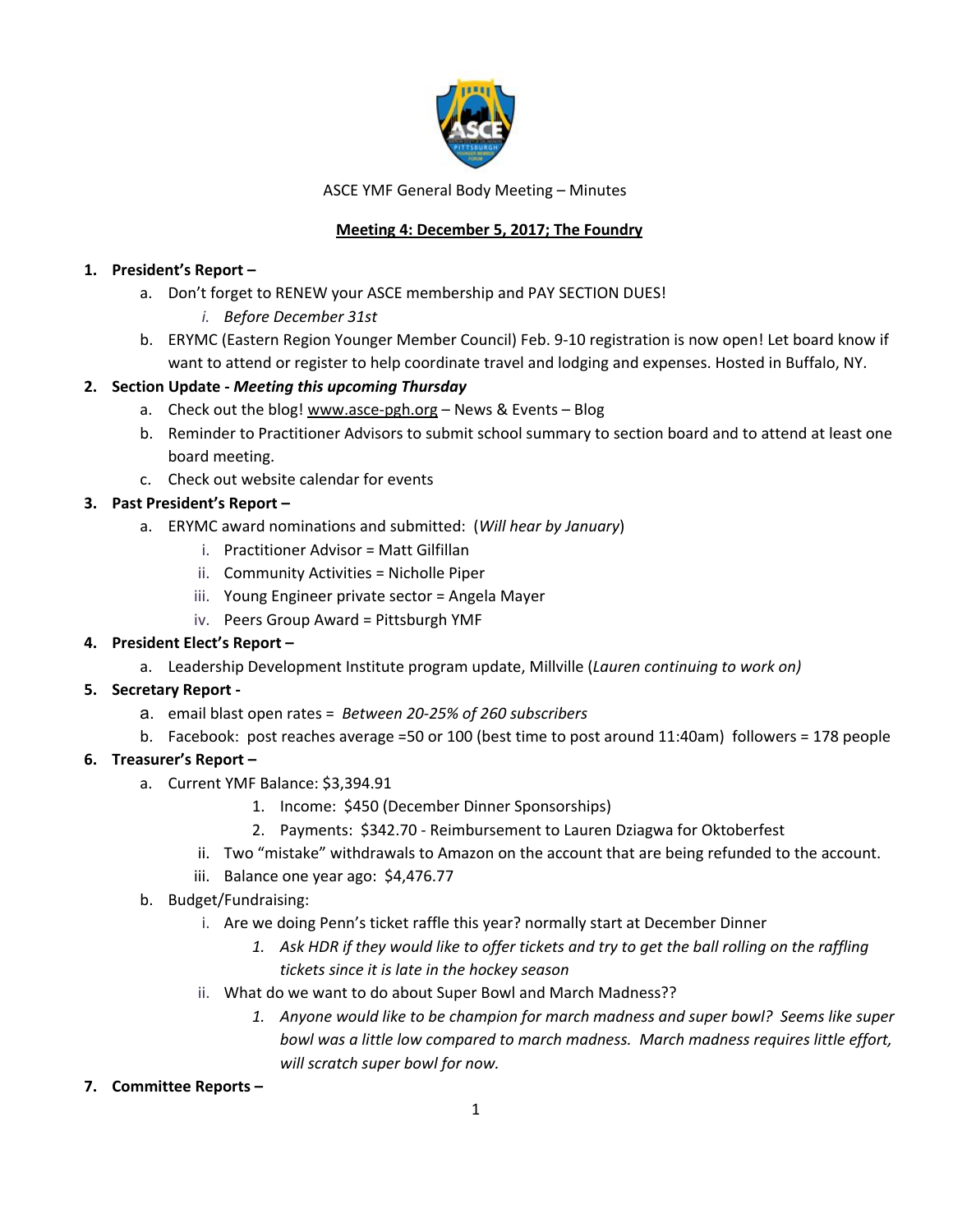ASCE YMF General Body Meeting – Minutes

**Meeting 4: December 5, 2017; The Foundry**

1. **President's Report –**
   a. Don't forget to RENEW your ASCE membership and PAY SECTION DUES!
      i. *Before December 31st*
   b. ERYMC (Eastern Region Younger Member Council) Feb. 9-10 registration is now open! Let board know if want to attend or register to help coordinate travel and lodging and expenses. Hosted in Buffalo, NY.
2. **Section Update - *Meeting this upcoming Thursday***
   a. Check out the blog! www.asce-pgh.org – News & Events – Blog
   b. Reminder to Practitioner Advisors to submit school summary to section board and to attend at least one board meeting.
   c. Check out website calendar for events
3. **Past President's Report –**
   a. ERYMC award nominations and submitted: (*Will hear by January*)
      i. Practitioner Advisor = Matt Gilfillan
      ii. Community Activities = Nicholle Piper
      iii. Young Engineer private sector = Angela Mayer
      iv. Peers Group Award = Pittsburgh YMF
4. **President Elect's Report –**
   a. Leadership Development Institute program update, Millville (*Lauren continuing to work on)*
5. **Secretary Report -**
   a. email blast open rates = *Between 20-25% of 260 subscribers*
   b. Facebook: post reaches average =50 or 100 (best time to post around 11:40am) followers = 178 people
6. **Treasurer's Report –**
   a. Current YMF Balance: $3,394.91
      1. Income: $450 (December Dinner Sponsorships)
      2. Payments: $342.70 - Reimbursement to Lauren Dziagwa for Oktoberfest
      ii. Two "mistake" withdrawals to Amazon on the account that are being refunded to the account.
      iii. Balance one year ago: $4,476.77
   b. Budget/Fundraising:
      i. Are we doing Penn's ticket raffle this year? normally start at December Dinner
         1. *Ask HDR if they would like to offer tickets and try to get the ball rolling on the raffling tickets since it is late in the hockey season*
      ii. What do we want to do about Super Bowl and March Madness??
         1. *Anyone would like to be champion for march madness and super bowl? Seems like super bowl was a little low compared to march madness. March madness requires little effort, will scratch super bowl for now.*
7. **Committee Reports –**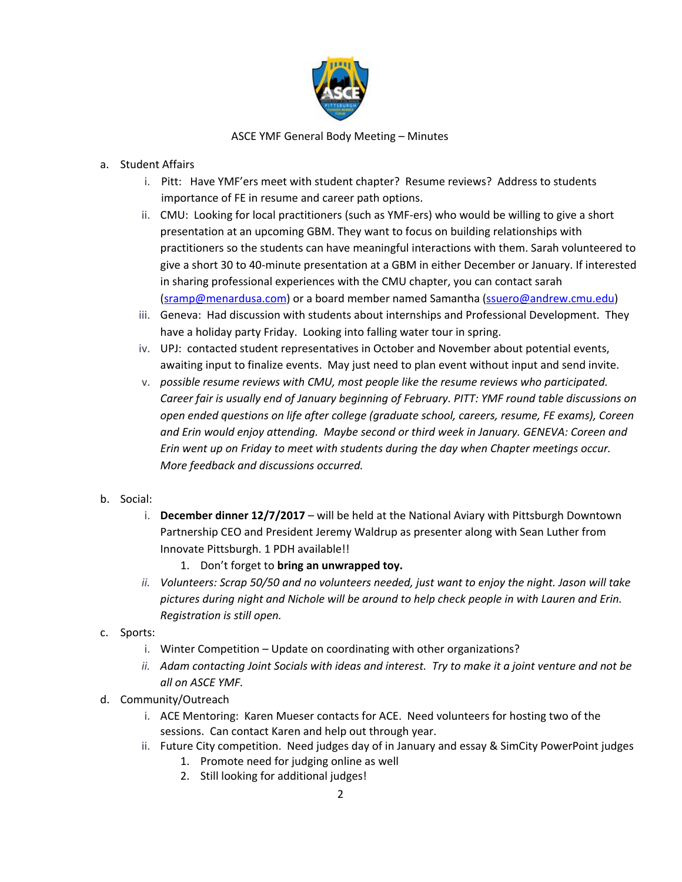ASCE YMF General Body Meeting – Minutes

a. Student Affairs
   i. Pitt: Have YMF'ers meet with student chapter? Resume reviews? Address to students importance of FE in resume and career path options.
   ii. CMU: Looking for local practitioners (such as YMF-ers) who would be willing to give a short presentation at an upcoming GBM. They want to focus on building relationships with practitioners so the students can have meaningful interactions with them. Sarah volunteered to give a short 30 to 40-minute presentation at a GBM in either December or January. If interested in sharing professional experiences with the CMU chapter, you can contact sarah (sramp@menardusa.com) or a board member named Samantha (ssuero@andrew.cmu.edu)
   iii. Geneva: Had discussion with students about internships and Professional Development. They have a holiday party Friday. Looking into falling water tour in spring.
   iv. UPJ: contacted student representatives in October and November about potential events, awaiting input to finalize events. May just need to plan event without input and send invite.
   v. *possible resume reviews with CMU, most people like the resume reviews who participated. Career fair is usually end of January beginning of February. PITT: YMF round table discussions on open ended questions on life after college (graduate school, careers, resume, FE exams), Coreen and Erin would enjoy attending. Maybe second or third week in January. GENEVA: Coreen and Erin went up on Friday to meet with students during the day when Chapter meetings occur. More feedback and discussions occurred.*

b. Social:
   i. **December dinner 12/7/2017** – will be held at the National Aviary with Pittsburgh Downtown Partnership CEO and President Jeremy Waldrup as presenter along with Sean Luther from Innovate Pittsburgh. 1 PDH available!!
      1. Don't forget to **bring an unwrapped toy.**
   ii. *Volunteers: Scrap 50/50 and no volunteers needed, just want to enjoy the night. Jason will take pictures during night and Nichole will be around to help check people in with Lauren and Erin. Registration is still open.*

c. Sports:
   i. Winter Competition – Update on coordinating with other organizations?
   ii. *Adam contacting Joint Socials with ideas and interest. Try to make it a joint venture and not be all on ASCE YMF.*

d. Community/Outreach
   i. ACE Mentoring: Karen Mueser contacts for ACE. Need volunteers for hosting two of the sessions. Can contact Karen and help out through year.
   ii. Future City competition. Need judges day of in January and essay & SimCity PowerPoint judges
      1. Promote need for judging online as well
      2. Still looking for additional judges!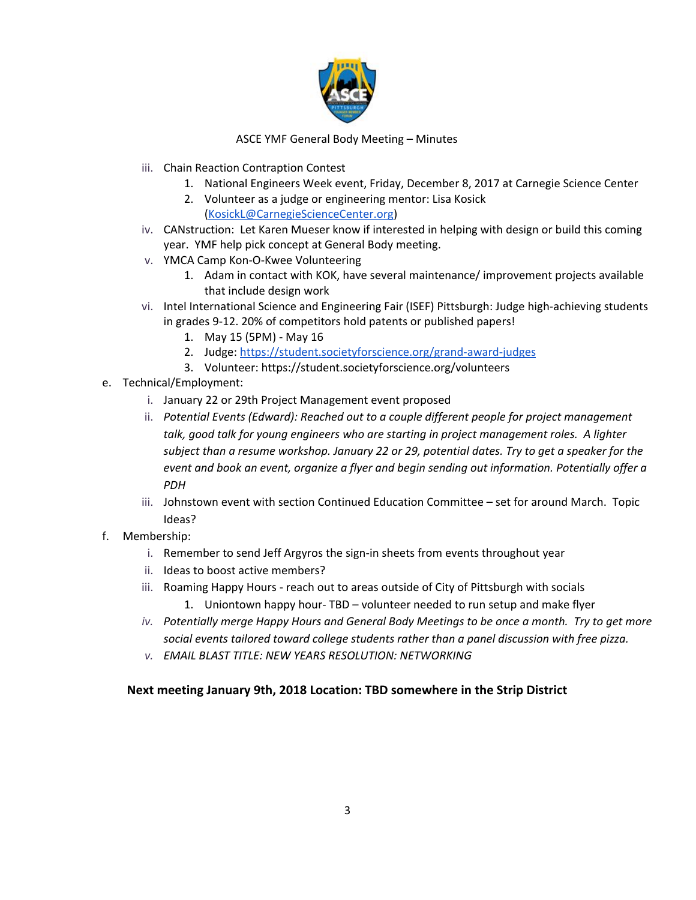ASCE YMF General Body Meeting – Minutes

   iii. Chain Reaction Contraption Contest
      1. National Engineers Week event, Friday, December 8, 2017 at Carnegie Science Center
      2. Volunteer as a judge or engineering mentor: Lisa Kosick (KosickL@CarnegieScienceCenter.org)
   iv. CANstruction: Let Karen Mueser know if interested in helping with design or build this coming year. YMF help pick concept at General Body meeting.
   v. YMCA Camp Kon-O-Kwee Volunteering
      1. Adam in contact with KOK, have several maintenance/ improvement projects available that include design work
   vi. Intel International Science and Engineering Fair (ISEF) Pittsburgh: Judge high-achieving students in grades 9-12. 20% of competitors hold patents or published papers!
      1. May 15 (5PM) - May 16
      2. Judge: https://student.societyforscience.org/grand-award-judges
      3. Volunteer: https://student.societyforscience.org/volunteers

e. Technical/Employment:
   i. January 22 or 29th Project Management event proposed
   ii. *Potential Events (Edward): Reached out to a couple different people for project management talk, good talk for young engineers who are starting in project management roles. A lighter subject than a resume workshop. January 22 or 29, potential dates. Try to get a speaker for the event and book an event, organize a flyer and begin sending out information. Potentially offer a PDH*
   iii. Johnstown event with section Continued Education Committee – set for around March. Topic Ideas?

f. Membership:
   i. Remember to send Jeff Argyros the sign-in sheets from events throughout year
   ii. Ideas to boost active members?
   iii. Roaming Happy Hours - reach out to areas outside of City of Pittsburgh with socials
      1. Uniontown happy hour- TBD – volunteer needed to run setup and make flyer
   iv. *Potentially merge Happy Hours and General Body Meetings to be once a month. Try to get more social events tailored toward college students rather than a panel discussion with free pizza.*
   v. *EMAIL BLAST TITLE: NEW YEARS RESOLUTION: NETWORKING*

**Next meeting January 9th, 2018 Location: TBD somewhere in the Strip District**